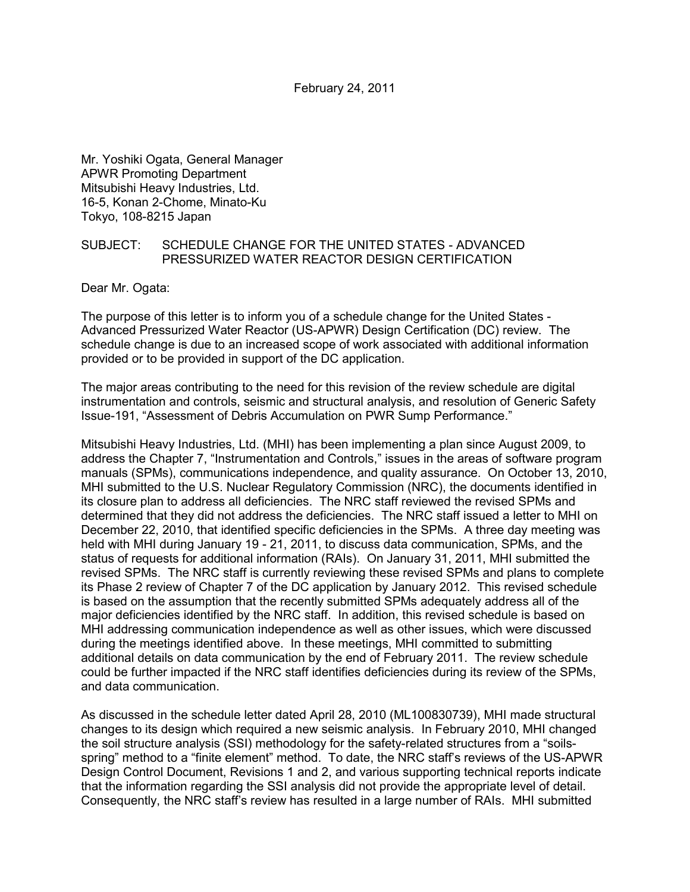February 24, 2011

Mr. Yoshiki Ogata, General Manager
APWR Promoting Department
Mitsubishi Heavy Industries, Ltd.
16-5, Konan 2-Chome, Minato-Ku
Tokyo, 108-8215 Japan

SUBJECT: SCHEDULE CHANGE FOR THE UNITED STATES - ADVANCED PRESSURIZED WATER REACTOR DESIGN CERTIFICATION

Dear Mr. Ogata:

The purpose of this letter is to inform you of a schedule change for the United States - Advanced Pressurized Water Reactor (US-APWR) Design Certification (DC) review. The schedule change is due to an increased scope of work associated with additional information provided or to be provided in support of the DC application.

The major areas contributing to the need for this revision of the review schedule are digital instrumentation and controls, seismic and structural analysis, and resolution of Generic Safety Issue-191, "Assessment of Debris Accumulation on PWR Sump Performance."

Mitsubishi Heavy Industries, Ltd. (MHI) has been implementing a plan since August 2009, to address the Chapter 7, "Instrumentation and Controls," issues in the areas of software program manuals (SPMs), communications independence, and quality assurance. On October 13, 2010, MHI submitted to the U.S. Nuclear Regulatory Commission (NRC), the documents identified in its closure plan to address all deficiencies. The NRC staff reviewed the revised SPMs and determined that they did not address the deficiencies. The NRC staff issued a letter to MHI on December 22, 2010, that identified specific deficiencies in the SPMs. A three day meeting was held with MHI during January 19 - 21, 2011, to discuss data communication, SPMs, and the status of requests for additional information (RAIs). On January 31, 2011, MHI submitted the revised SPMs. The NRC staff is currently reviewing these revised SPMs and plans to complete its Phase 2 review of Chapter 7 of the DC application by January 2012. This revised schedule is based on the assumption that the recently submitted SPMs adequately address all of the major deficiencies identified by the NRC staff. In addition, this revised schedule is based on MHI addressing communication independence as well as other issues, which were discussed during the meetings identified above. In these meetings, MHI committed to submitting additional details on data communication by the end of February 2011. The review schedule could be further impacted if the NRC staff identifies deficiencies during its review of the SPMs, and data communication.

As discussed in the schedule letter dated April 28, 2010 (ML100830739), MHI made structural changes to its design which required a new seismic analysis. In February 2010, MHI changed the soil structure analysis (SSI) methodology for the safety-related structures from a "soils-spring" method to a "finite element" method. To date, the NRC staff's reviews of the US-APWR Design Control Document, Revisions 1 and 2, and various supporting technical reports indicate that the information regarding the SSI analysis did not provide the appropriate level of detail. Consequently, the NRC staff's review has resulted in a large number of RAIs. MHI submitted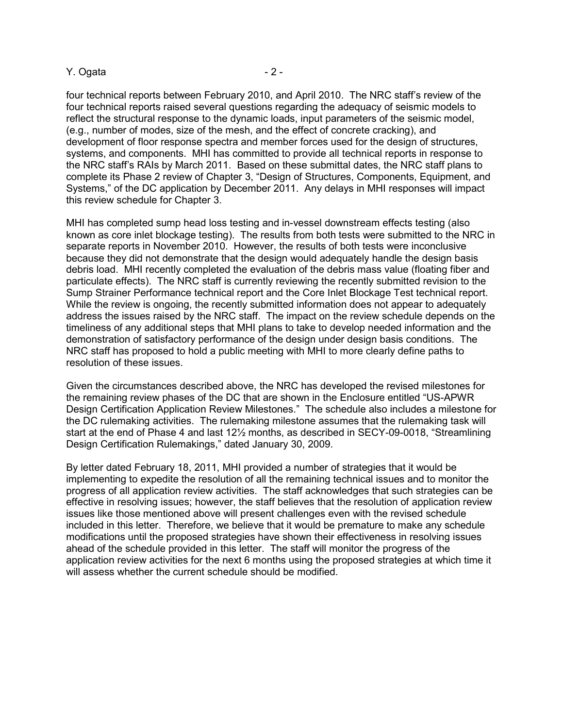four technical reports between February 2010, and April 2010. The NRC staff's review of the four technical reports raised several questions regarding the adequacy of seismic models to reflect the structural response to the dynamic loads, input parameters of the seismic model, (e.g., number of modes, size of the mesh, and the effect of concrete cracking), and development of floor response spectra and member forces used for the design of structures, systems, and components. MHI has committed to provide all technical reports in response to the NRC staff's RAIs by March 2011. Based on these submittal dates, the NRC staff plans to complete its Phase 2 review of Chapter 3, "Design of Structures, Components, Equipment, and Systems," of the DC application by December 2011. Any delays in MHI responses will impact this review schedule for Chapter 3.

MHI has completed sump head loss testing and in-vessel downstream effects testing (also known as core inlet blockage testing). The results from both tests were submitted to the NRC in separate reports in November 2010. However, the results of both tests were inconclusive because they did not demonstrate that the design would adequately handle the design basis debris load. MHI recently completed the evaluation of the debris mass value (floating fiber and particulate effects). The NRC staff is currently reviewing the recently submitted revision to the Sump Strainer Performance technical report and the Core Inlet Blockage Test technical report. While the review is ongoing, the recently submitted information does not appear to adequately address the issues raised by the NRC staff. The impact on the review schedule depends on the timeliness of any additional steps that MHI plans to take to develop needed information and the demonstration of satisfactory performance of the design under design basis conditions. The NRC staff has proposed to hold a public meeting with MHI to more clearly define paths to resolution of these issues.

Given the circumstances described above, the NRC has developed the revised milestones for the remaining review phases of the DC that are shown in the Enclosure entitled "US-APWR Design Certification Application Review Milestones." The schedule also includes a milestone for the DC rulemaking activities. The rulemaking milestone assumes that the rulemaking task will start at the end of Phase 4 and last 12½ months, as described in SECY-09-0018, "Streamlining Design Certification Rulemakings," dated January 30, 2009.

By letter dated February 18, 2011, MHI provided a number of strategies that it would be implementing to expedite the resolution of all the remaining technical issues and to monitor the progress of all application review activities. The staff acknowledges that such strategies can be effective in resolving issues; however, the staff believes that the resolution of application review issues like those mentioned above will present challenges even with the revised schedule included in this letter. Therefore, we believe that it would be premature to make any schedule modifications until the proposed strategies have shown their effectiveness in resolving issues ahead of the schedule provided in this letter. The staff will monitor the progress of the application review activities for the next 6 months using the proposed strategies at which time it will assess whether the current schedule should be modified.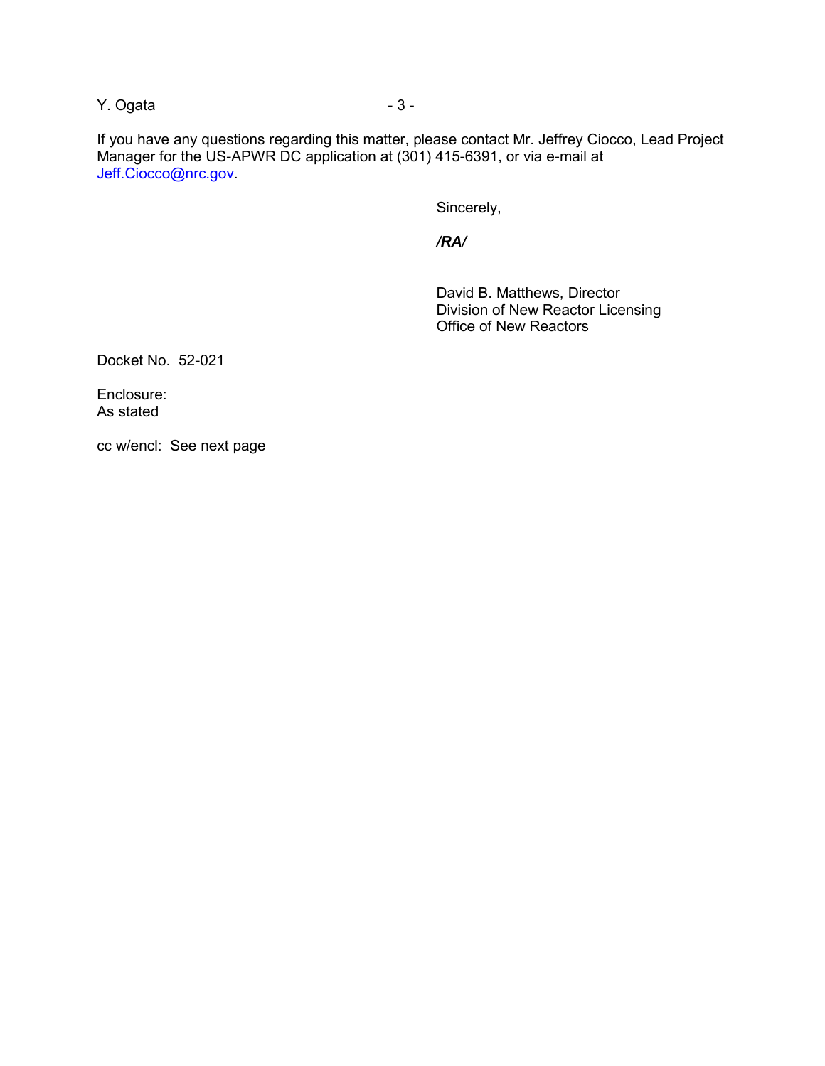If you have any questions regarding this matter, please contact Mr. Jeffrey Ciocco, Lead Project Manager for the US-APWR DC application at (301) 415-6391, or via e-mail at [Jeff.Ciocco@nrc.gov](mailto:Jeff.Ciocco@nrc.gov).

Sincerely,

***/RA/***

David B. Matthews, Director
Division of New Reactor Licensing
Office of New Reactors

Docket No. 52-021

Enclosure:
As stated

cc w/encl: See next page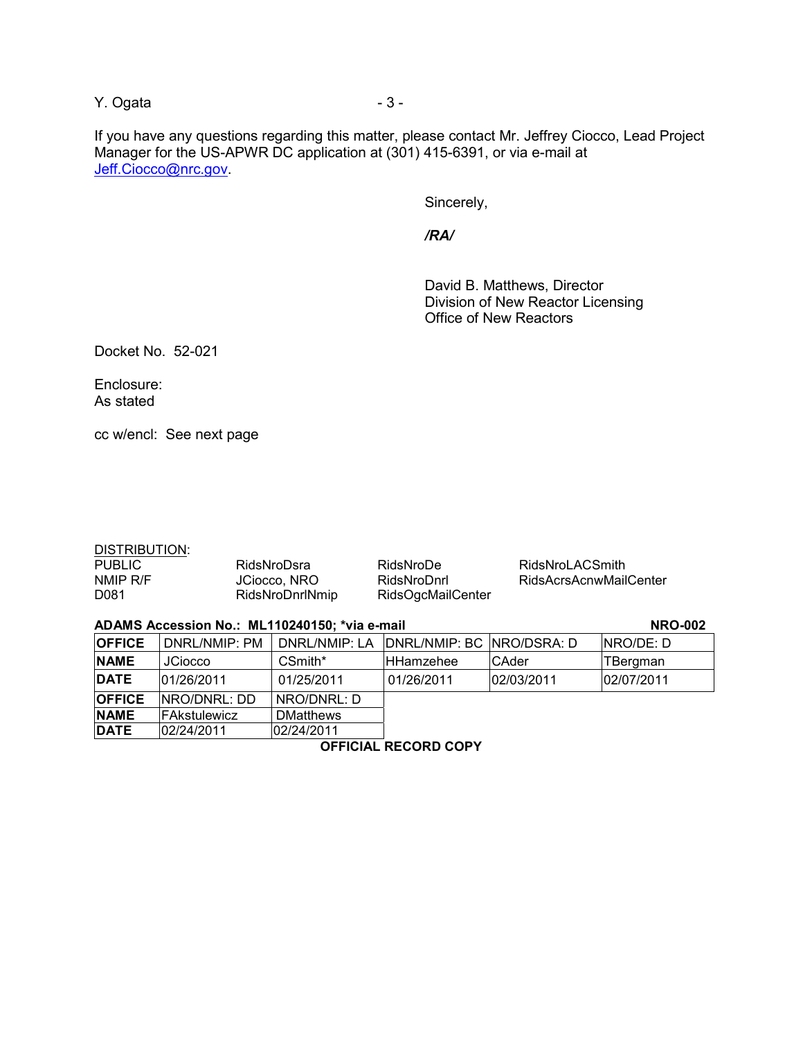If you have any questions regarding this matter, please contact Mr. Jeffrey Ciocco, Lead Project Manager for the US-APWR DC application at (301) 415-6391, or via e-mail at Jeff.Ciocco@nrc.gov.

Sincerely,

*/RA/*

David B. Matthews, Director
Division of New Reactor Licensing
Office of New Reactors

Docket No. 52-021

Enclosure:
As stated

cc w/encl: See next page

DISTRIBUTION:

| | | | |
|---|---|---|---|
| PUBLIC | RidsNroDsra | RidsNroDe | RidsNroLACSmith |
| NMIP R/F | JCiocco, NRO | RidsNroDnrl | RidsAcrsAcnwMailCenter |
| D081 | RidsNroDnrlNmip | RidsOgcMailCenter | |

**ADAMS Accession No.: ML110240150; *via e-mail** **NRO-002**

| **OFFICE** | DNRL/NMIP: PM | DNRL/NMIP: LA | DNRL/NMIP: BC | NRO/DSRA: D | NRO/DE: D |
|---|---|---|---|---|---|
| **NAME** | JCiocco | CSmith* | HHamzehee | CAder | TBergman |
| **DATE** | 01/26/2011 | 01/25/2011 | 01/26/2011 | 02/03/2011 | 02/07/2011 |
| **OFFICE** | NRO/DNRL: DD | NRO/DNRL: D | | | |
| **NAME** | FAkstulewicz | DMatthews | | | |
| **DATE** | 02/24/2011 | 02/24/2011 | | | |

**OFFICIAL RECORD COPY**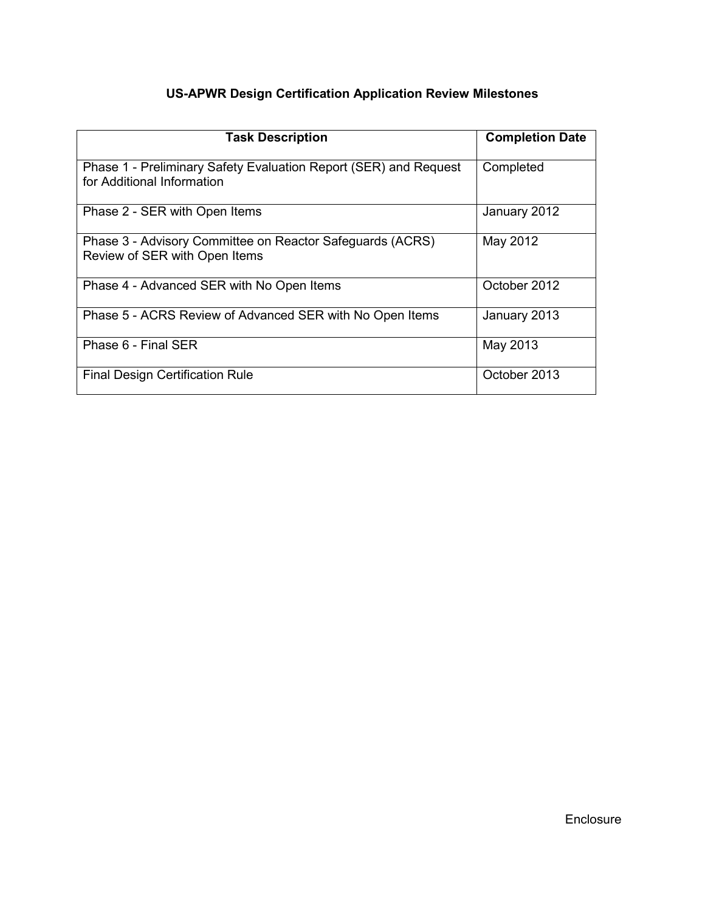# US-APWR Design Certification Application Review Milestones

| Task Description | Completion Date |
| --- | --- |
| Phase 1 - Preliminary Safety Evaluation Report (SER) and Request for Additional Information | Completed |
| Phase 2 - SER with Open Items | January 2012 |
| Phase 3 - Advisory Committee on Reactor Safeguards (ACRS) Review of SER with Open Items | May 2012 |
| Phase 4 - Advanced SER with No Open Items | October 2012 |
| Phase 5 - ACRS Review of Advanced SER with No Open Items | January 2013 |
| Phase 6 - Final SER | May 2013 |
| Final Design Certification Rule | October 2013 |

Enclosure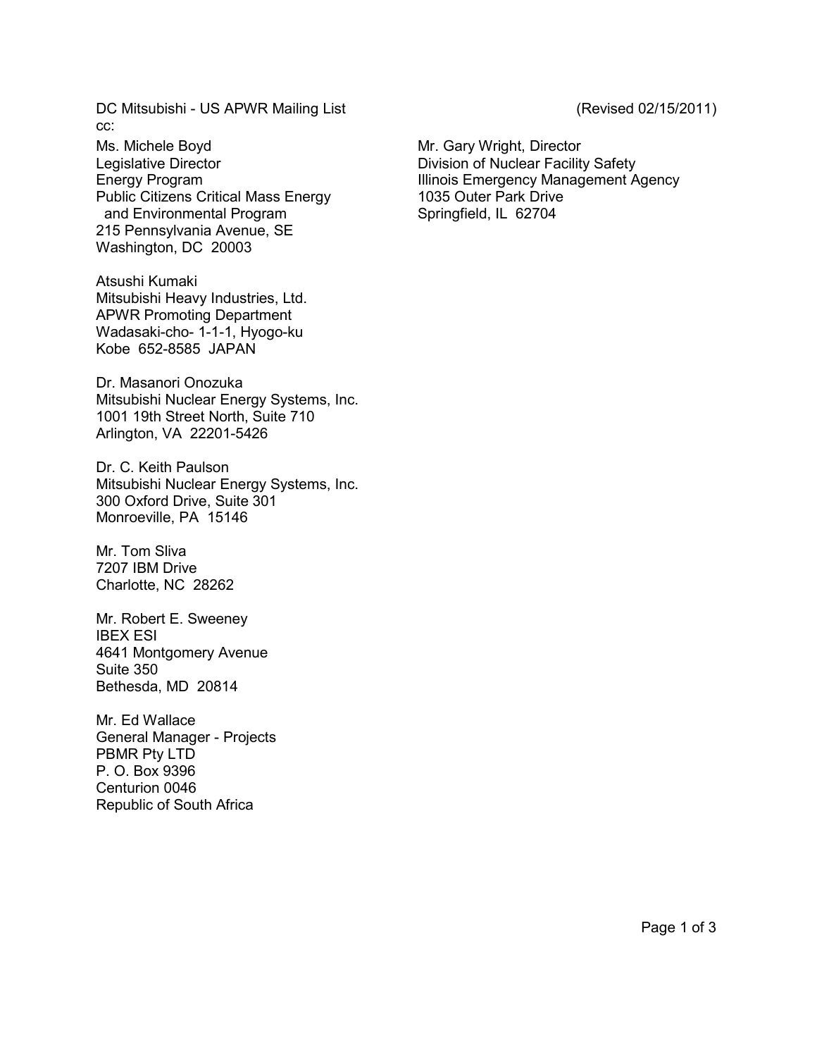DC Mitsubishi - US APWR Mailing List (Revised 02/15/2011)

cc:

Ms. Michele Boyd
Legislative Director
Energy Program
Public Citizens Critical Mass Energy
and Environmental Program
215 Pennsylvania Avenue, SE
Washington, DC 20003

Atsushi Kumaki
Mitsubishi Heavy Industries, Ltd.
APWR Promoting Department
Wadasaki-cho- 1-1-1, Hyogo-ku
Kobe 652-8585 JAPAN

Dr. Masanori Onozuka
Mitsubishi Nuclear Energy Systems, Inc.
1001 19th Street North, Suite 710
Arlington, VA 22201-5426

Dr. C. Keith Paulson
Mitsubishi Nuclear Energy Systems, Inc.
300 Oxford Drive, Suite 301
Monroeville, PA 15146

Mr. Tom Sliva
7207 IBM Drive
Charlotte, NC 28262

Mr. Robert E. Sweeney
IBEX ESI
4641 Montgomery Avenue
Suite 350
Bethesda, MD 20814

Mr. Ed Wallace
General Manager - Projects
PBMR Pty LTD
P. O. Box 9396
Centurion 0046
Republic of South Africa

Mr. Gary Wright, Director
Division of Nuclear Facility Safety
Illinois Emergency Management Agency
1035 Outer Park Drive
Springfield, IL 62704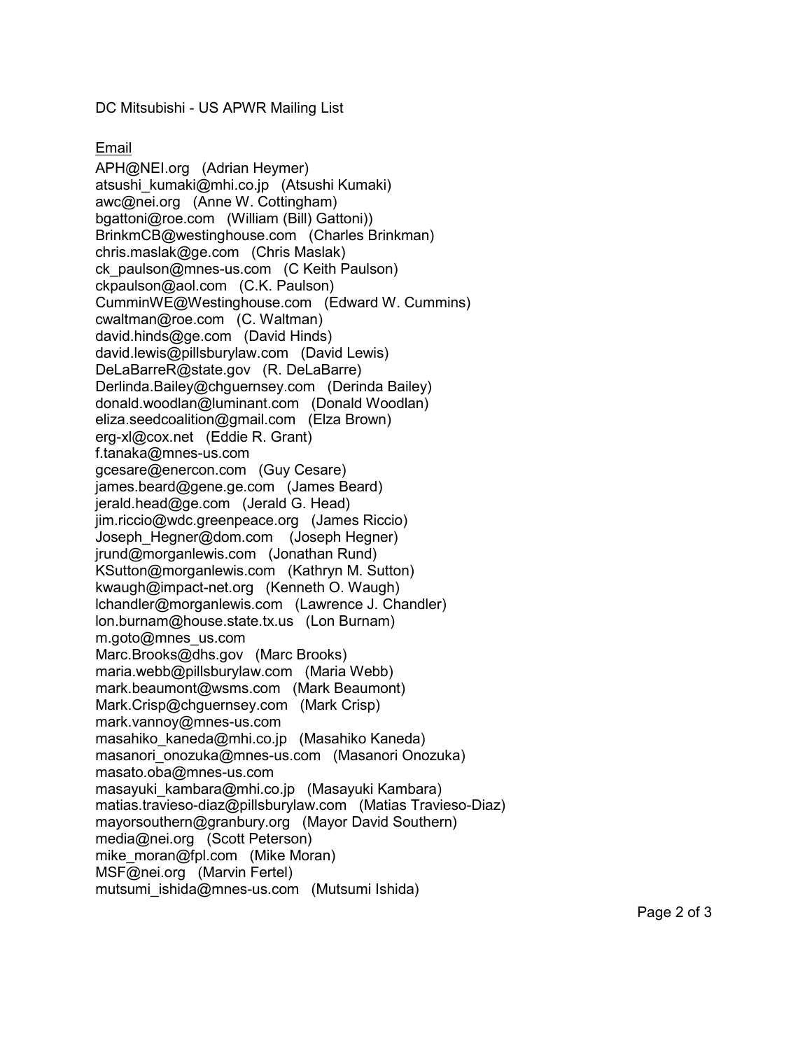DC Mitsubishi - US APWR Mailing List

Email

APH@NEI.org (Adrian Heymer)
atsushi_kumaki@mhi.co.jp (Atsushi Kumaki)
awc@nei.org (Anne W. Cottingham)
bgattoni@roe.com (William (Bill) Gattoni))
BrinkmCB@westinghouse.com (Charles Brinkman)
chris.maslak@ge.com (Chris Maslak)
ck_paulson@mnes-us.com (C Keith Paulson)
ckpaulson@aol.com (C.K. Paulson)
CumminWE@Westinghouse.com (Edward W. Cummins)
cwaltman@roe.com (C. Waltman)
david.hinds@ge.com (David Hinds)
david.lewis@pillsburylaw.com (David Lewis)
DeLaBarreR@state.gov (R. DeLaBarre)
Derlinda.Bailey@chguernsey.com (Derinda Bailey)
donald.woodlan@luminant.com (Donald Woodlan)
eliza.seedcoalition@gmail.com (Elza Brown)
erg-xl@cox.net (Eddie R. Grant)
f.tanaka@mnes-us.com
gcesare@enercon.com (Guy Cesare)
james.beard@gene.ge.com (James Beard)
jerald.head@ge.com (Jerald G. Head)
jim.riccio@wdc.greenpeace.org (James Riccio)
Joseph_Hegner@dom.com (Joseph Hegner)
jrund@morganlewis.com (Jonathan Rund)
KSutton@morganlewis.com (Kathryn M. Sutton)
kwaugh@impact-net.org (Kenneth O. Waugh)
lchandler@morganlewis.com (Lawrence J. Chandler)
lon.burnam@house.state.tx.us (Lon Burnam)
m.goto@mnes_us.com
Marc.Brooks@dhs.gov (Marc Brooks)
maria.webb@pillsburylaw.com (Maria Webb)
mark.beaumont@wsms.com (Mark Beaumont)
Mark.Crisp@chguernsey.com (Mark Crisp)
mark.vannoy@mnes-us.com
masahiko_kaneda@mhi.co.jp (Masahiko Kaneda)
masanori_onozuka@mnes-us.com (Masanori Onozuka)
masato.oba@mnes-us.com
masayuki_kambara@mhi.co.jp (Masayuki Kambara)
matias.travieso-diaz@pillsburylaw.com (Matias Travieso-Diaz)
mayorsouthern@granbury.org (Mayor David Southern)
media@nei.org (Scott Peterson)
mike_moran@fpl.com (Mike Moran)
MSF@nei.org (Marvin Fertel)
mutsumi_ishida@mnes-us.com (Mutsumi Ishida)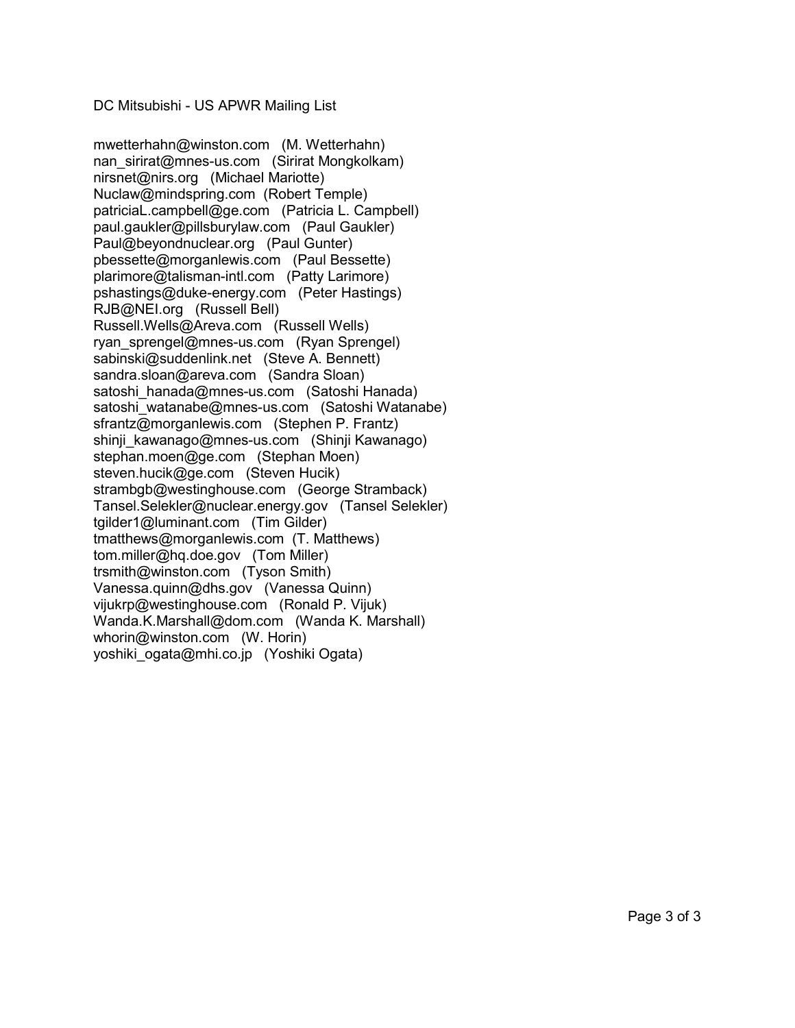DC Mitsubishi - US APWR Mailing List

mwetterhahn@winston.com (M. Wetterhahn)
nan_sirirat@mnes-us.com (Sirirat Mongkolkam)
nirsnet@nirs.org (Michael Mariotte)
Nuclaw@mindspring.com (Robert Temple)
patriciaL.campbell@ge.com (Patricia L. Campbell)
paul.gaukler@pillsburylaw.com (Paul Gaukler)
Paul@beyondnuclear.org (Paul Gunter)
pbessette@morganlewis.com (Paul Bessette)
plarimore@talisman-intl.com (Patty Larimore)
pshastings@duke-energy.com (Peter Hastings)
RJB@NEI.org (Russell Bell)
Russell.Wells@Areva.com (Russell Wells)
ryan_sprengel@mnes-us.com (Ryan Sprengel)
sabinski@suddenlink.net (Steve A. Bennett)
sandra.sloan@areva.com (Sandra Sloan)
satoshi_hanada@mnes-us.com (Satoshi Hanada)
satoshi_watanabe@mnes-us.com (Satoshi Watanabe)
sfrantz@morganlewis.com (Stephen P. Frantz)
shinji_kawanago@mnes-us.com (Shinji Kawanago)
stephan.moen@ge.com (Stephan Moen)
steven.hucik@ge.com (Steven Hucik)
strambgb@westinghouse.com (George Stramback)
Tansel.Selekler@nuclear.energy.gov (Tansel Selekler)
tgilder1@luminant.com (Tim Gilder)
tmatthews@morganlewis.com (T. Matthews)
tom.miller@hq.doe.gov (Tom Miller)
trsmith@winston.com (Tyson Smith)
Vanessa.quinn@dhs.gov (Vanessa Quinn)
vijukrp@westinghouse.com (Ronald P. Vijuk)
Wanda.K.Marshall@dom.com (Wanda K. Marshall)
whorin@winston.com (W. Horin)
yoshiki_ogata@mhi.co.jp (Yoshiki Ogata)